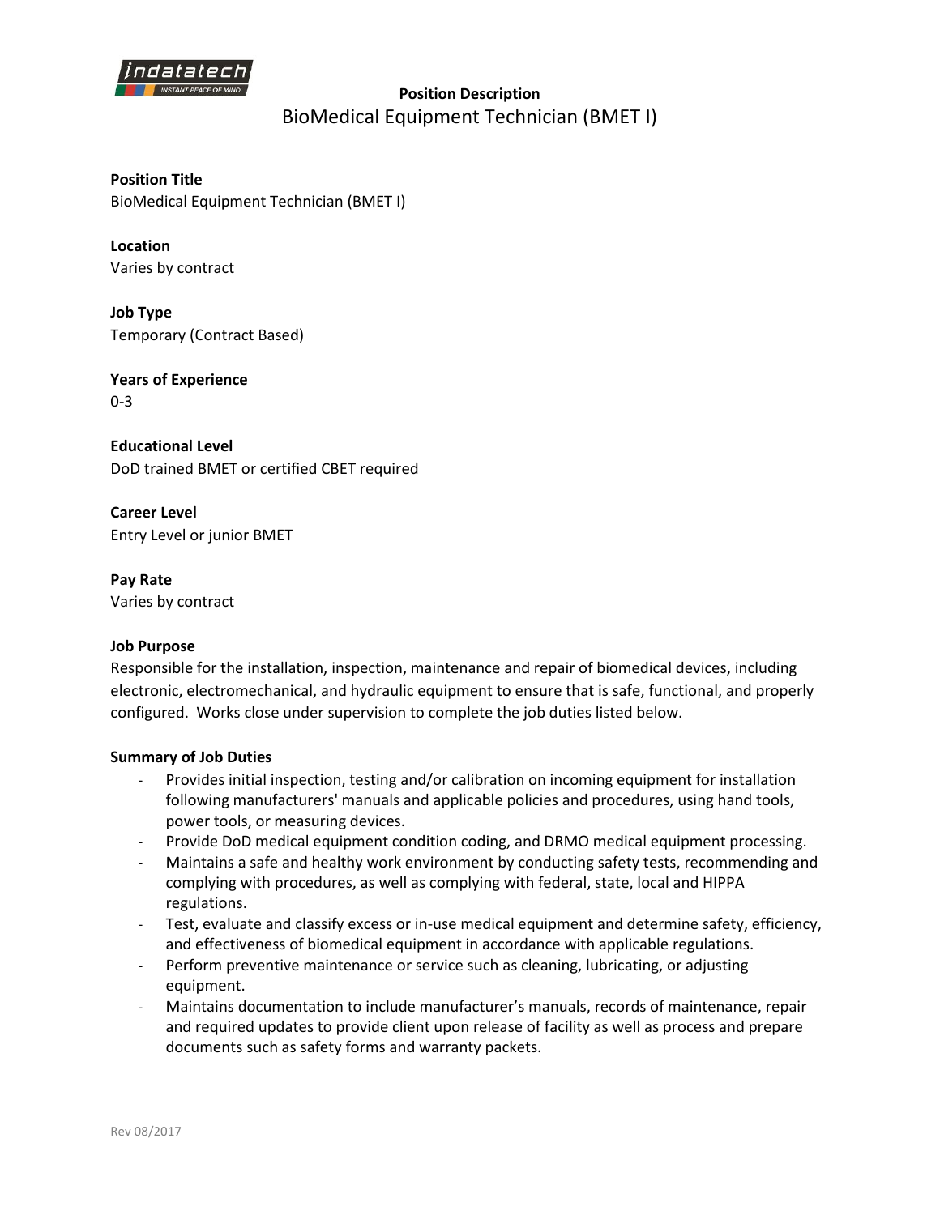## Position Description

# BioMedical Equipment Technician (BMET I)

**Position Title**
BioMedical Equipment Technician (BMET I)

**Location**
Varies by contract

**Job Type**
Temporary (Contract Based)

**Years of Experience**
0-3

**Educational Level**
DoD trained BMET or certified CBET required

**Career Level**
Entry Level or junior BMET

**Pay Rate**
Varies by contract

**Job Purpose**
Responsible for the installation, inspection, maintenance and repair of biomedical devices, including electronic, electromechanical, and hydraulic equipment to ensure that is safe, functional, and properly configured. Works close under supervision to complete the job duties listed below.

**Summary of Job Duties**

- Provides initial inspection, testing and/or calibration on incoming equipment for installation following manufacturers' manuals and applicable policies and procedures, using hand tools, power tools, or measuring devices.
- Provide DoD medical equipment condition coding, and DRMO medical equipment processing.
- Maintains a safe and healthy work environment by conducting safety tests, recommending and complying with procedures, as well as complying with federal, state, local and HIPPA regulations.
- Test, evaluate and classify excess or in-use medical equipment and determine safety, efficiency, and effectiveness of biomedical equipment in accordance with applicable regulations.
- Perform preventive maintenance or service such as cleaning, lubricating, or adjusting equipment.
- Maintains documentation to include manufacturer's manuals, records of maintenance, repair and required updates to provide client upon release of facility as well as process and prepare documents such as safety forms and warranty packets.

Rev 08/2017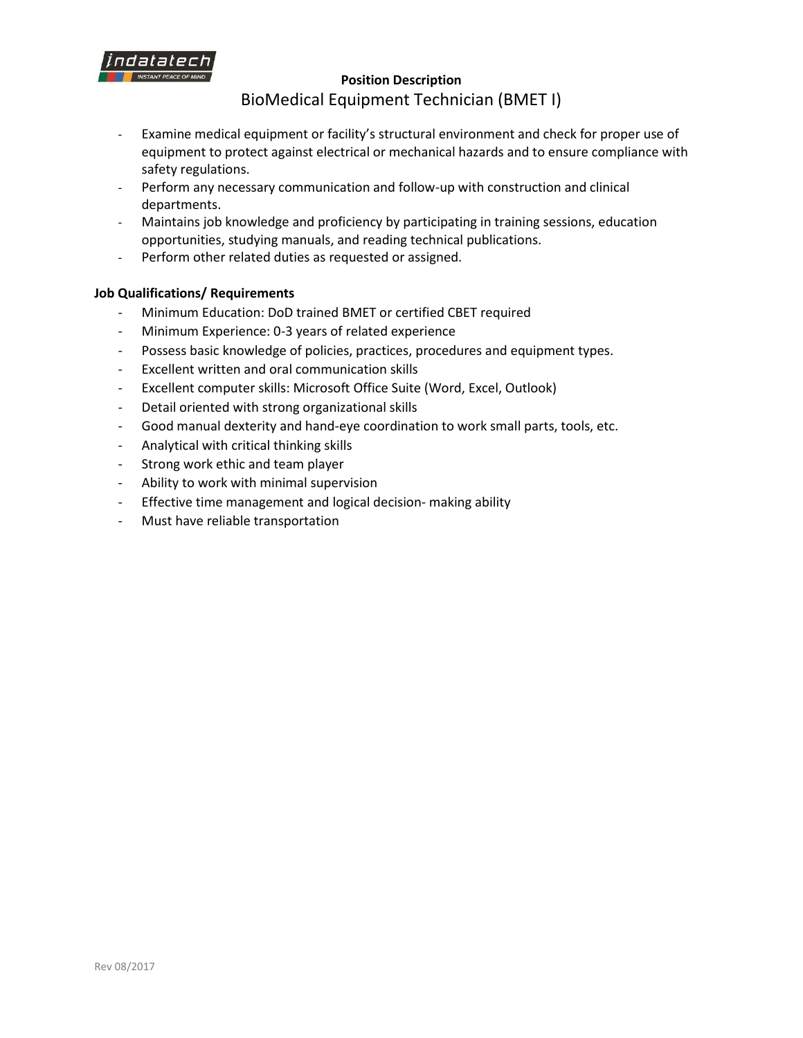**Position Description**

BioMedical Equipment Technician (BMET I)

- Examine medical equipment or facility's structural environment and check for proper use of equipment to protect against electrical or mechanical hazards and to ensure compliance with safety regulations.
- Perform any necessary communication and follow-up with construction and clinical departments.
- Maintains job knowledge and proficiency by participating in training sessions, education opportunities, studying manuals, and reading technical publications.
- Perform other related duties as requested or assigned.

**Job Qualifications/ Requirements**

- Minimum Education: DoD trained BMET or certified CBET required
- Minimum Experience: 0-3 years of related experience
- Possess basic knowledge of policies, practices, procedures and equipment types.
- Excellent written and oral communication skills
- Excellent computer skills: Microsoft Office Suite (Word, Excel, Outlook)
- Detail oriented with strong organizational skills
- Good manual dexterity and hand-eye coordination to work small parts, tools, etc.
- Analytical with critical thinking skills
- Strong work ethic and team player
- Ability to work with minimal supervision
- Effective time management and logical decision- making ability
- Must have reliable transportation